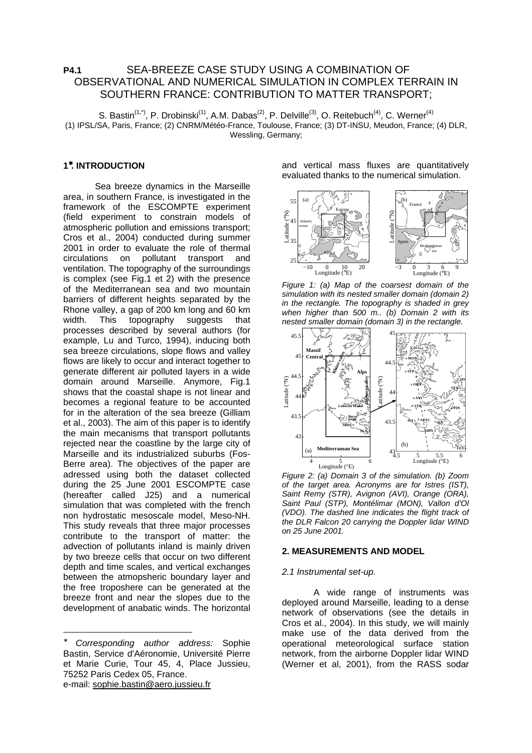# P4.1 SEA-BREEZE CASE STUDY USING A COMBINATION OF OBSERVATIONAL AND NUMERICAL SIMULATION IN COMPLEX TERRAIN IN SOUTHERN FRANCE: CONTRIBUTION TO MATTER TRANSPORT;

S. Bastin[(1,*)], P. Drobinski[(1)], A.M. Dabas[(2)], P. Delville[(3)], O. Reitebuch[(4)], C. Werner[(4)]

(1) IPSL/SA, Paris, France; (2) CNRM/Météo-France, Toulouse, France; (3) DT-INSU, Meudon, France; (4) DLR, Wessling, Germany;

## 1*. INTRODUCTION

Sea breeze dynamics in the Marseille area, in southern France, is investigated in the framework of the ESCOMPTE experiment (field experiment to constrain models of atmospheric pollution and emissions transport; Cros et al., 2004) conducted during summer 2001 in order to evaluate the role of thermal circulations on pollutant transport and ventilation. The topography of the surroundings is complex (see Fig.1 et 2) with the presence of the Mediterranean sea and two mountain barriers of different heights separated by the Rhone valley, a gap of 200 km long and 60 km width. This topography suggests that processes described by several authors (for example, Lu and Turco, 1994), inducing both sea breeze circulations, slope flows and valley flows are likely to occur and interact together to generate different air polluted layers in a wide domain around Marseille. Anymore, Fig.1 shows that the coastal shape is not linear and becomes a regional feature to be accounted for in the alteration of the sea breeze (Gilliam et al., 2003). The aim of this paper is to identify the main mecanisms that transport pollutants rejected near the coastline by the large city of Marseille and its industrialized suburbs (Fos-Berre area). The objectives of the paper are adressed using both the dataset collected during the 25 June 2001 ESCOMPTE case (hereafter called J25) and a numerical simulation that was completed with the french non hydrostatic mesoscale model, Meso-NH. This study reveals that three major processes contribute to the transport of matter: the advection of pollutants inland is mainly driven by two breeze cells that occur on two different depth and time scales, and vertical exchanges between the atmospheric boundary layer and the free troposhere can be generated at the breeze front and near the slopes due to the development of anabatic winds. The horizontal and vertical mass fluxes are quantitatively evaluated thanks to the numerical simulation.

*Figure 1: (a) Map of the coarsest domain of the simulation with its nested smaller domain (domain 2) in the rectangle. The topography is shaded in grey when higher than 500 m.. (b) Domain 2 with its nested smaller domain (domain 3) in the rectangle.*

*Figure 2: (a) Domain 3 of the simulation. (b) Zoom of the target area. Acronyms are for Istres (IST), Saint Remy (STR), Avignon (AVI), Orange (ORA), Saint Paul (STP), Montélimar (MON), Vallon d'Ol (VDO). The dashed line indicates the flight track of the DLR Falcon 20 carrying the Doppler lidar WIND on 25 June 2001.*

## 2. MEASUREMENTS AND MODEL

### *2.1 Instrumental set-up.*

A wide range of instruments was deployed around Marseille, leading to a dense network of observations (see the details in Cros et al., 2004). In this study, we will mainly make use of the data derived from the operational meteorological surface station network, from the airborne Doppler lidar WIND (Werner et al, 2001), from the RASS sodar

---

\* *Corresponding author address:* Sophie Bastin, Service d'Aéronomie, Université Pierre et Marie Curie, Tour 45, 4, Place Jussieu, 75252 Paris Cedex 05, France.
e-mail: sophie.bastin@aero.jussieu.fr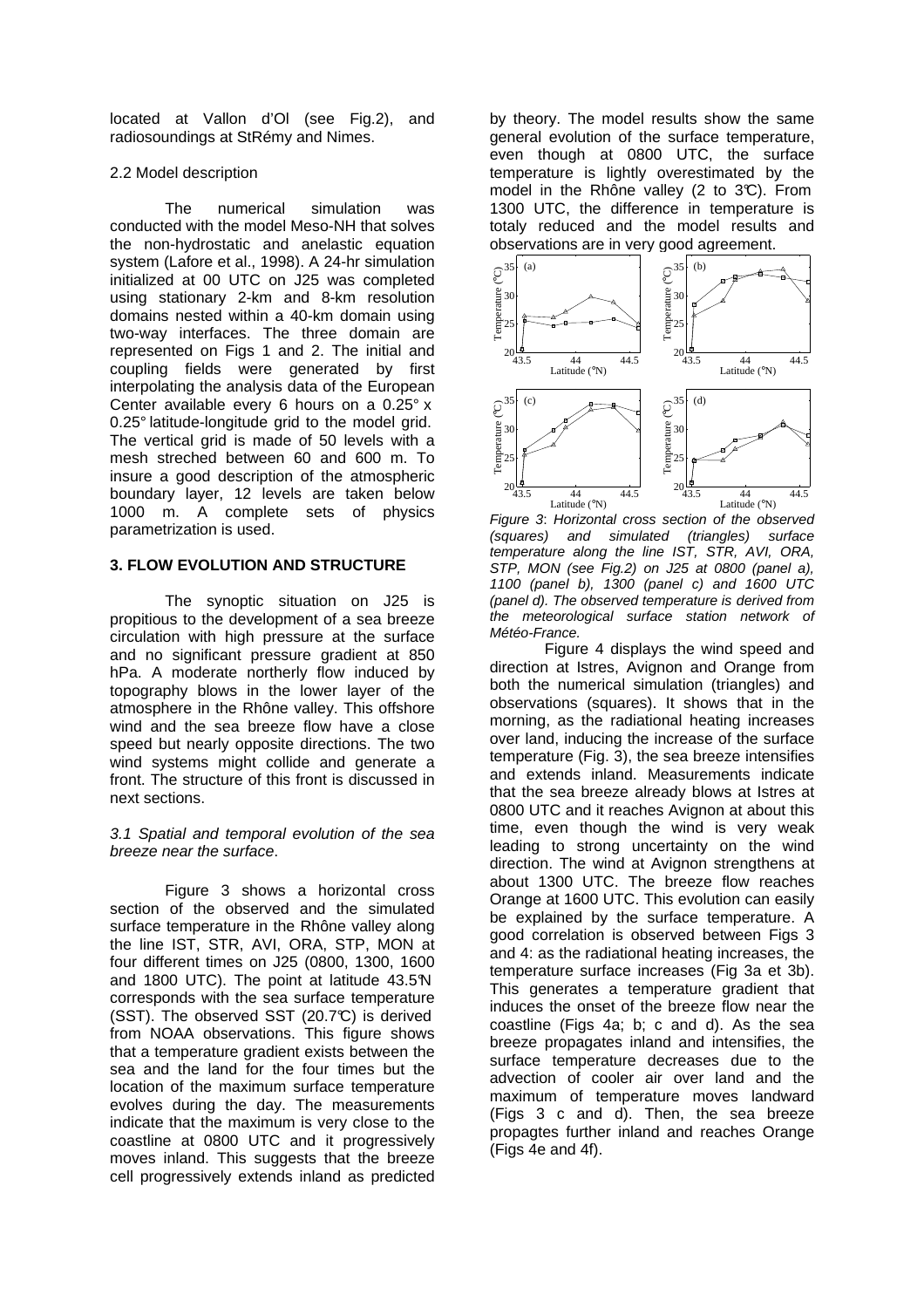located at Vallon d'Ol (see Fig.2), and radiosoundings at StRémy and Nimes.

2.2 Model description

The numerical simulation was conducted with the model Meso-NH that solves the non-hydrostatic and anelastic equation system (Lafore et al., 1998). A 24-hr simulation initialized at 00 UTC on J25 was completed using stationary 2-km and 8-km resolution domains nested within a 40-km domain using two-way interfaces. The three domain are represented on Figs 1 and 2. The initial and coupling fields were generated by first interpolating the analysis data of the European Center available every 6 hours on a 0.25° x 0.25° latitude-longitude grid to the model grid. The vertical grid is made of 50 levels with a mesh streched between 60 and 600 m. To insure a good description of the atmospheric boundary layer, 12 levels are taken below 1000 m. A complete sets of physics parametrization is used.

**3. FLOW EVOLUTION AND STRUCTURE**

The synoptic situation on J25 is propitious to the development of a sea breeze circulation with high pressure at the surface and no significant pressure gradient at 850 hPa. A moderate northerly flow induced by topography blows in the lower layer of the atmosphere in the Rhône valley. This offshore wind and the sea breeze flow have a close speed but nearly opposite directions. The two wind systems might collide and generate a front. The structure of this front is discussed in next sections.

*3.1 Spatial and temporal evolution of the sea breeze near the surface.*

Figure 3 shows a horizontal cross section of the observed and the simulated surface temperature in the Rhône valley along the line IST, STR, AVI, ORA, STP, MON at four different times on J25 (0800, 1300, 1600 and 1800 UTC). The point at latitude 43.5°N corresponds with the sea surface temperature (SST). The observed SST (20.7°C) is derived from NOAA observations. This figure shows that a temperature gradient exists between the sea and the land for the four times but the location of the maximum surface temperature evolves during the day. The measurements indicate that the maximum is very close to the coastline at 0800 UTC and it progressively moves inland. This suggests that the breeze cell progressively extends inland as predicted by theory. The model results show the same general evolution of the surface temperature, even though at 0800 UTC, the surface temperature is lightly overestimated by the model in the Rhône valley (2 to 3°C). From 1300 UTC, the difference in temperature is totaly reduced and the model results and observations are in very good agreement.

*Figure 3: Horizontal cross section of the observed (squares) and simulated (triangles) surface temperature along the line IST, STR, AVI, ORA, STP, MON (see Fig.2) on J25 at 0800 (panel a), 1100 (panel b), 1300 (panel c) and 1600 UTC (panel d). The observed temperature is derived from the meteorological surface station network of Météo-France.*

Figure 4 displays the wind speed and direction at Istres, Avignon and Orange from both the numerical simulation (triangles) and observations (squares). It shows that in the morning, as the radiational heating increases over land, inducing the increase of the surface temperature (Fig. 3), the sea breeze intensifies and extends inland. Measurements indicate that the sea breeze already blows at Istres at 0800 UTC and it reaches Avignon at about this time, even though the wind is very weak leading to strong uncertainty on the wind direction. The wind at Avignon strengthens at about 1300 UTC. The breeze flow reaches Orange at 1600 UTC. This evolution can easily be explained by the surface temperature. A good correlation is observed between Figs 3 and 4: as the radiational heating increases, the temperature surface increases (Fig 3a et 3b). This generates a temperature gradient that induces the onset of the breeze flow near the coastline (Figs 4a; b; c and d). As the sea breeze propagates inland and intensifies, the surface temperature decreases due to the advection of cooler air over land and the maximum of temperature moves landward (Figs 3 c and d). Then, the sea breeze propagtes further inland and reaches Orange (Figs 4e and 4f).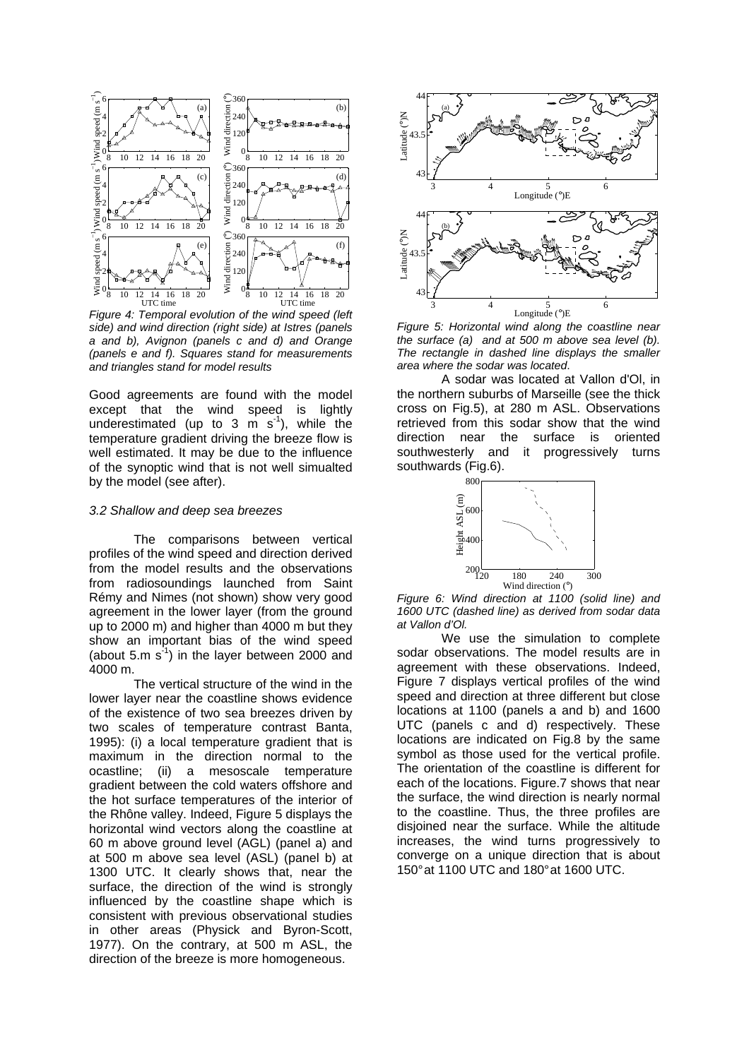*Figure 4: Temporal evolution of the wind speed (left side) and wind direction (right side) at Istres (panels a and b), Avignon (panels c and d) and Orange (panels e and f). Squares stand for measurements and triangles stand for model results*

Good agreements are found with the model except that the wind speed is lightly underestimated (up to 3 m $s^{-1}$), while the temperature gradient driving the breeze flow is well estimated. It may be due to the influence of the synoptic wind that is not well simualted by the model (see after).

### *3.2 Shallow and deep sea breezes*

The comparisons between vertical profiles of the wind speed and direction derived from the model results and the observations from radiosoundings launched from Saint Rémy and Nimes (not shown) show very good agreement in the lower layer (from the ground up to 2000 m) and higher than 4000 m but they show an important bias of the wind speed (about 5.m $s^{-1}$) in the layer between 2000 and 4000 m.

The vertical structure of the wind in the lower layer near the coastline shows evidence of the existence of two sea breezes driven by two scales of temperature contrast Banta, 1995): (i) a local temperature gradient that is maximum in the direction normal to the ocastline; (ii) a mesoscale temperature gradient between the cold waters offshore and the hot surface temperatures of the interior of the Rhône valley. Indeed, Figure 5 displays the horizontal wind vectors along the coastline at 60 m above ground level (AGL) (panel a) and at 500 m above sea level (ASL) (panel b) at 1300 UTC. It clearly shows that, near the surface, the direction of the wind is strongly influenced by the coastline shape which is consistent with previous observational studies in other areas (Physick and Byron-Scott, 1977). On the contrary, at 500 m ASL, the direction of the breeze is more homogeneous.

*Figure 5: Horizontal wind along the coastline near the surface (a) and at 500 m above sea level (b). The rectangle in dashed line displays the smaller area where the sodar was located.*

A sodar was located at Vallon d'Ol, in the northern suburbs of Marseille (see the thick cross on Fig.5), at 280 m ASL. Observations retrieved from this sodar show that the wind direction near the surface is oriented southwesterly and it progressively turns southwards (Fig.6).

*Figure 6: Wind direction at 1100 (solid line) and 1600 UTC (dashed line) as derived from sodar data at Vallon d'Ol.*

We use the simulation to complete sodar observations. The model results are in agreement with these observations. Indeed, Figure 7 displays vertical profiles of the wind speed and direction at three different but close locations at 1100 (panels a and b) and 1600 UTC (panels c and d) respectively. These locations are indicated on Fig.8 by the same symbol as those used for the vertical profile. The orientation of the coastline is different for each of the locations. Figure.7 shows that near the surface, the wind direction is nearly normal to the coastline. Thus, the three profiles are disjoined near the surface. While the altitude increases, the wind turns progressively to converge on a unique direction that is about 150° at 1100 UTC and 180° at 1600 UTC.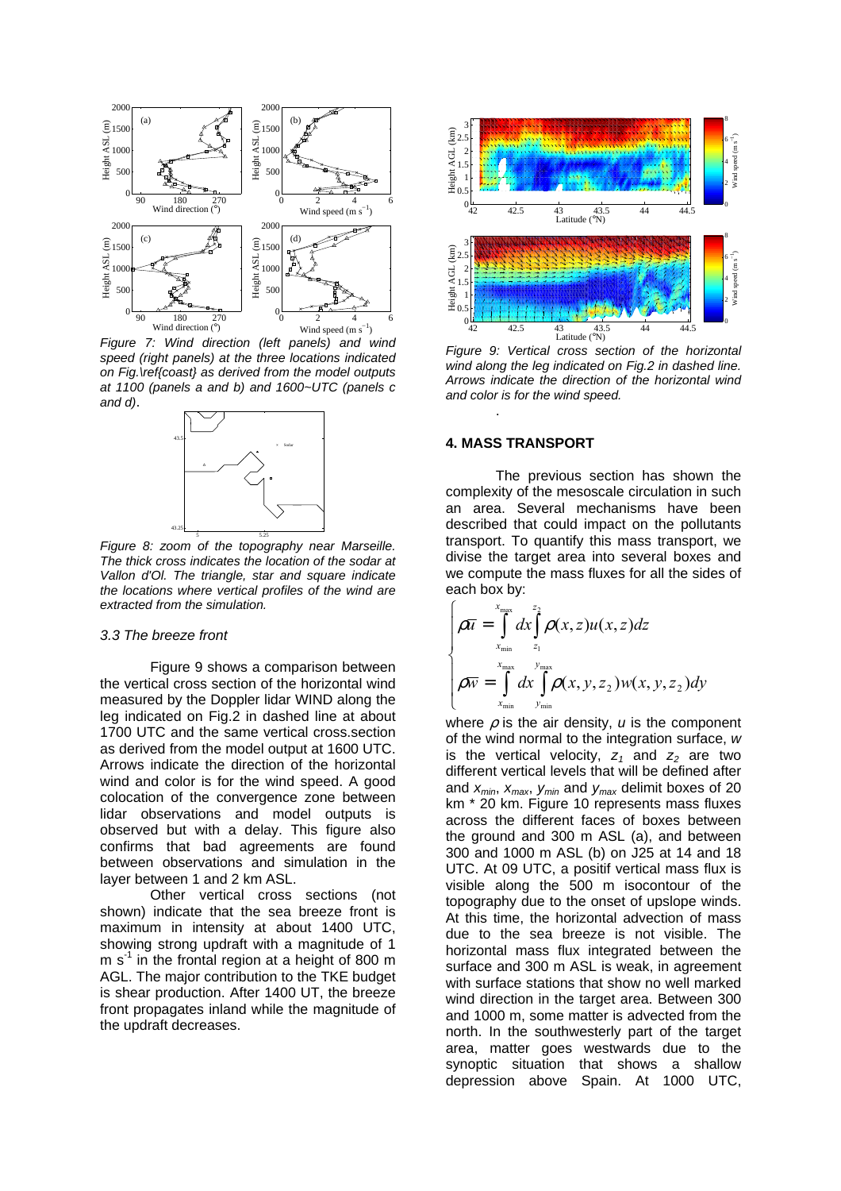*Figure 7: Wind direction (left panels) and wind speed (right panels) at the three locations indicated on Fig.\ref{coast} as derived from the model outputs at 1100 (panels a and b) and 1600~UTC (panels c and d).*

*Figure 8: zoom of the topography near Marseille. The thick cross indicates the location of the sodar at Vallon d'Ol. The triangle, star and square indicate the locations where vertical profiles of the wind are extracted from the simulation.*

### *3.3 The breeze front*

Figure 9 shows a comparison between the vertical cross section of the horizontal wind measured by the Doppler lidar WIND along the leg indicated on Fig.2 in dashed line at about 1700 UTC and the same vertical cross.section as derived from the model output at 1600 UTC. Arrows indicate the direction of the horizontal wind and color is for the wind speed. A good colocation of the convergence zone between lidar observations and model outputs is observed but with a delay. This figure also confirms that bad agreements are found between observations and simulation in the layer between 1 and 2 km ASL.

Other vertical cross sections (not shown) indicate that the sea breeze front is maximum in intensity at about 1400 UTC, showing strong updraft with a magnitude of 1 m s$^{-1}$ in the frontal region at a height of 800 m AGL. The major contribution to the TKE budget is shear production. After 1400 UT, the breeze front propagates inland while the magnitude of the updraft decreases.

*Figure 9: Vertical cross section of the horizontal wind along the leg indicated on Fig.2 in dashed line. Arrows indicate the direction of the horizontal wind and color is for the wind speed.*

## 4. MASS TRANSPORT

The previous section has shown the complexity of the mesoscale circulation in such an area. Several mechanisms have been described that could impact on the pollutants transport. To quantify this mass transport, we divise the target area into several boxes and we compute the mass fluxes for all the sides of each box by:

$$\begin{cases} \rho\overline{u} = \displaystyle\int_{x_{\min}}^{x_{\max}} dx \int_{z_1}^{z_2} \rho(x,z)u(x,z)dz \\ \rho\overline{w} = \displaystyle\int_{x_{\min}}^{x_{\max}} dx \int_{y_{\min}}^{y_{\max}} \rho(x,y,z_2)w(x,y,z_2)dy \end{cases}$$

where $\rho$ is the air density, $u$ is the component of the wind normal to the integration surface, $w$ is the vertical velocity, $z_1$ and $z_2$ are two different vertical levels that will be defined after and $x_{min}$, $x_{max}$, $y_{min}$ and $y_{max}$ delimit boxes of 20 km * 20 km. Figure 10 represents mass fluxes across the different faces of boxes between the ground and 300 m ASL (a), and between 300 and 1000 m ASL (b) on J25 at 14 and 18 UTC. At 09 UTC, a positif vertical mass flux is visible along the 500 m isocontour of the topography due to the onset of upslope winds. At this time, the horizontal advection of mass due to the sea breeze is not visible. The horizontal mass flux integrated between the surface and 300 m ASL is weak, in agreement with surface stations that show no well marked wind direction in the target area. Between 300 and 1000 m, some matter is advected from the north. In the southwesterly part of the target area, matter goes westwards due to the synoptic situation that shows a shallow depression above Spain. At 1000 UTC,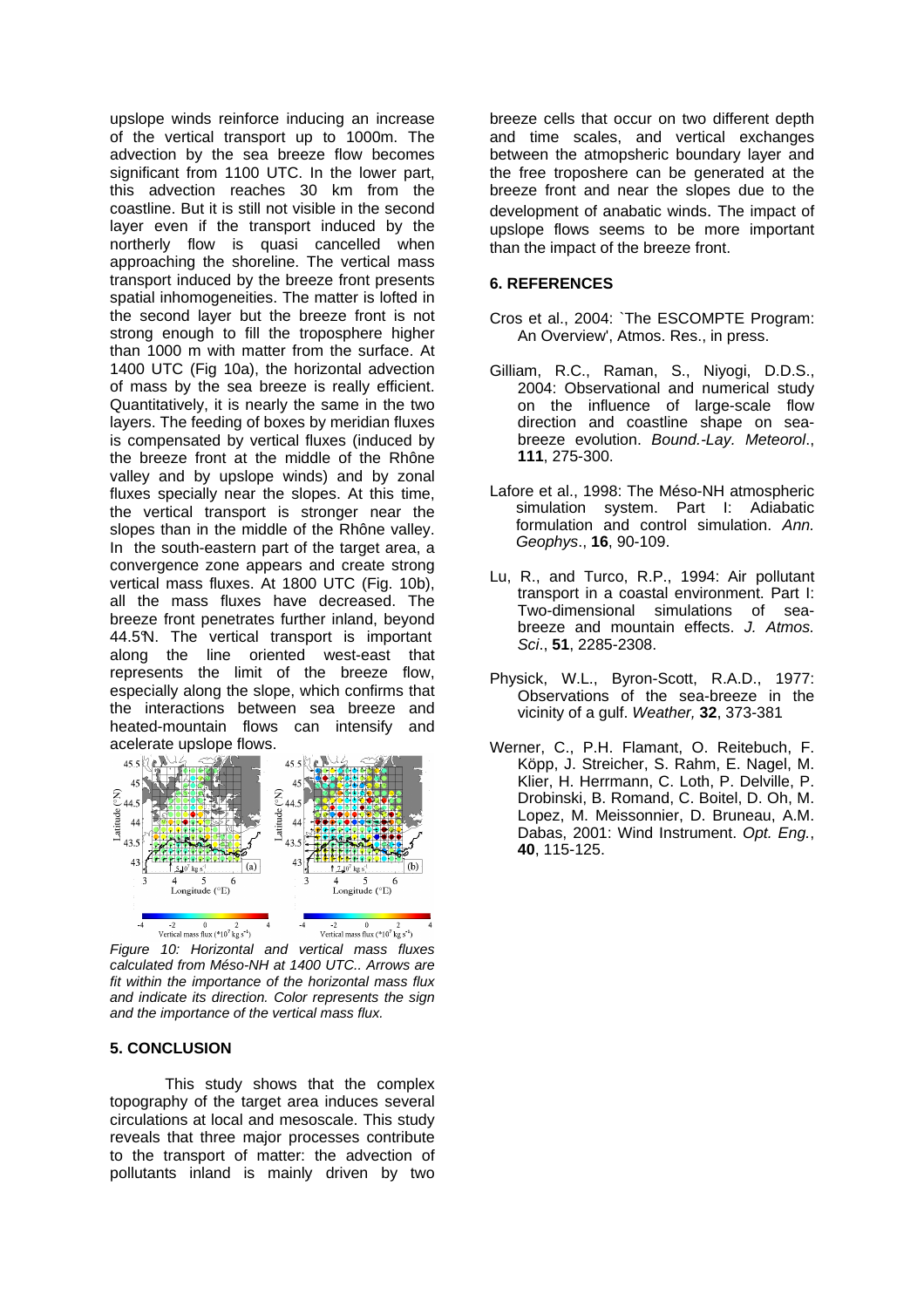upslope winds reinforce inducing an increase of the vertical transport up to 1000m. The advection by the sea breeze flow becomes significant from 1100 UTC. In the lower part, this advection reaches 30 km from the coastline. But it is still not visible in the second layer even if the transport induced by the northerly flow is quasi cancelled when approaching the shoreline. The vertical mass transport induced by the breeze front presents spatial inhomogeneities. The matter is lofted in the second layer but the breeze front is not strong enough to fill the troposphere higher than 1000 m with matter from the surface. At 1400 UTC (Fig 10a), the horizontal advection of mass by the sea breeze is really efficient. Quantitatively, it is nearly the same in the two layers. The feeding of boxes by meridian fluxes is compensated by vertical fluxes (induced by the breeze front at the middle of the Rhône valley and by upslope winds) and by zonal fluxes specially near the slopes. At this time, the vertical transport is stronger near the slopes than in the middle of the Rhône valley. In the south-eastern part of the target area, a convergence zone appears and create strong vertical mass fluxes. At 1800 UTC (Fig. 10b), all the mass fluxes have decreased. The breeze front penetrates further inland, beyond 44.5°N. The vertical transport is important along the line oriented west-east that represents the limit of the breeze flow, especially along the slope, which confirms that the interactions between sea breeze and heated-mountain flows can intensify and acelerate upslope flows.

45.5
45
Latitude (°N)
44.5
44
43.5
43
$5.10^7$ kg s$^{-1}$
(a)
3
4
5
6
Longitude (°E)
-4
-2
0
2
4
Vertical mass flux (*$10^7$ kg s$^{-1}$)

45.5
45
Latitude (°N)
44.5
44
43.5
43
$2.10^7$ kg s$^{-1}$
(b)
3
4
5
6
Longitude (°E)
-4
-2
0
2
4
Vertical mass flux (*$10^7$ kg s$^{-1}$)

*Figure 10: Horizontal and vertical mass fluxes calculated from Méso-NH at 1400 UTC.. Arrows are fit within the importance of the horizontal mass flux and indicate its direction. Color represents the sign and the importance of the vertical mass flux.*

## 5. CONCLUSION

This study shows that the complex topography of the target area induces several circulations at local and mesoscale. This study reveals that three major processes contribute to the transport of matter: the advection of pollutants inland is mainly driven by two breeze cells that occur on two different depth and time scales, and vertical exchanges between the atmopsheric boundary layer and the free troposhere can be generated at the breeze front and near the slopes due to the development of anabatic winds. The impact of upslope flows seems to be more important than the impact of the breeze front.

## 6. REFERENCES

Cros et al., 2004: `The ESCOMPTE Program: An Overview', Atmos. Res., in press.

Gilliam, R.C., Raman, S., Niyogi, D.D.S., 2004: Observational and numerical study on the influence of large-scale flow direction and coastline shape on sea-breeze evolution. *Bound.-Lay. Meteorol*., **111**, 275-300.

Lafore et al., 1998: The Méso-NH atmospheric simulation system. Part I: Adiabatic formulation and control simulation. *Ann. Geophys*., **16**, 90-109.

Lu, R., and Turco, R.P., 1994: Air pollutant transport in a coastal environment. Part I: Two-dimensional simulations of sea-breeze and mountain effects. *J. Atmos. Sci*., **51**, 2285-2308.

Physick, W.L., Byron-Scott, R.A.D., 1977: Observations of the sea-breeze in the vicinity of a gulf. *Weather,* **32**, 373-381

Werner, C., P.H. Flamant, O. Reitebuch, F. Köpp, J. Streicher, S. Rahm, E. Nagel, M. Klier, H. Herrmann, C. Loth, P. Delville, P. Drobinski, B. Romand, C. Boitel, D. Oh, M. Lopez, M. Meissonnier, D. Bruneau, A.M. Dabas, 2001: Wind Instrument. *Opt. Eng.*, **40**, 115-125.